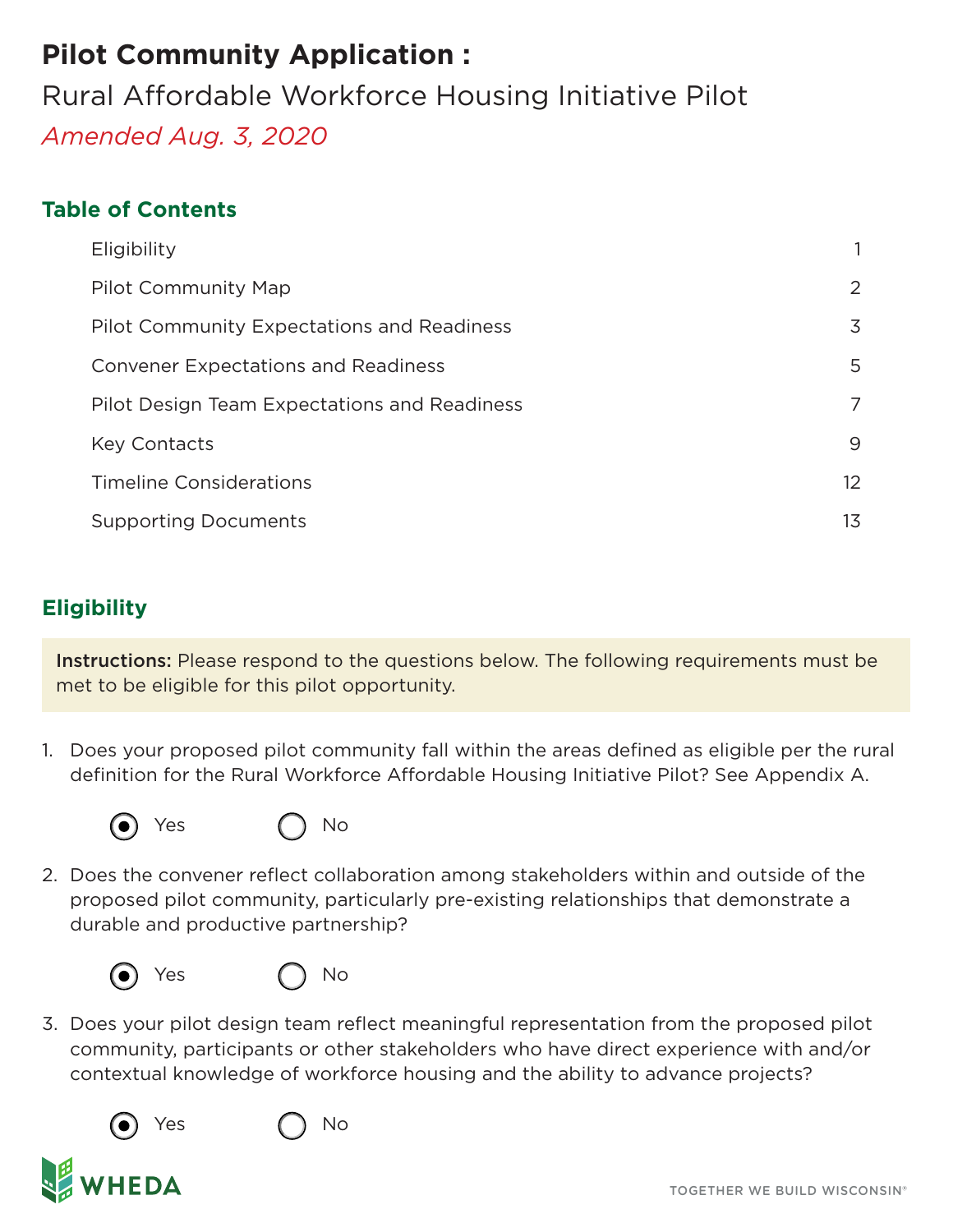# Pilot Community Application :

Rural Affordable Workforce Housing Initiative Pilot

*Amended Aug. 3, 2020*

## Table of Contents

| | |
|---|---|
| Eligibility | 1 |
| Pilot Community Map | 2 |
| Pilot Community Expectations and Readiness | 3 |
| Convener Expectations and Readiness | 5 |
| Pilot Design Team Expectations and Readiness | 7 |
| Key Contacts | 9 |
| Timeline Considerations | 12 |
| Supporting Documents | 13 |

## Eligibility

**Instructions:** Please respond to the questions below. The following requirements must be met to be eligible for this pilot opportunity.

1. Does your proposed pilot community fall within the areas defined as eligible per the rural definition for the Rural Workforce Affordable Housing Initiative Pilot? See Appendix A.

   (●) Yes ( ) No

2. Does the convener reflect collaboration among stakeholders within and outside of the proposed pilot community, particularly pre-existing relationships that demonstrate a durable and productive partnership?

   (●) Yes ( ) No

3. Does your pilot design team reflect meaningful representation from the proposed pilot community, participants or other stakeholders who have direct experience with and/or contextual knowledge of workforce housing and the ability to advance projects?

   (●) Yes ( ) No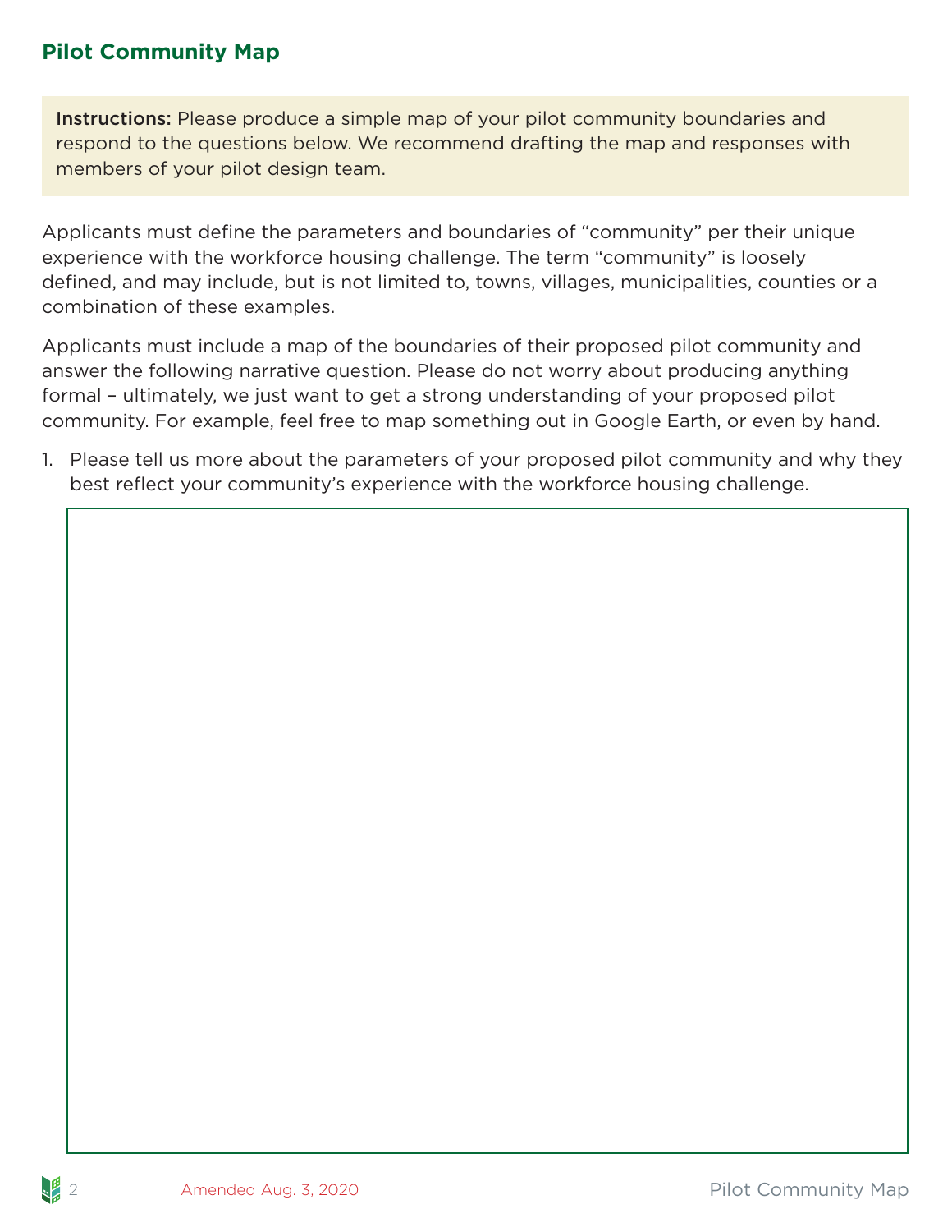## Pilot Community Map

**Instructions:** Please produce a simple map of your pilot community boundaries and respond to the questions below. We recommend drafting the map and responses with members of your pilot design team.

Applicants must define the parameters and boundaries of “community” per their unique experience with the workforce housing challenge. The term “community” is loosely defined, and may include, but is not limited to, towns, villages, municipalities, counties or a combination of these examples.

Applicants must include a map of the boundaries of their proposed pilot community and answer the following narrative question. Please do not worry about producing anything formal – ultimately, we just want to get a strong understanding of your proposed pilot community. For example, feel free to map something out in Google Earth, or even by hand.

1. Please tell us more about the parameters of your proposed pilot community and why they best reflect your community’s experience with the workforce housing challenge.

Amended Aug. 3, 2020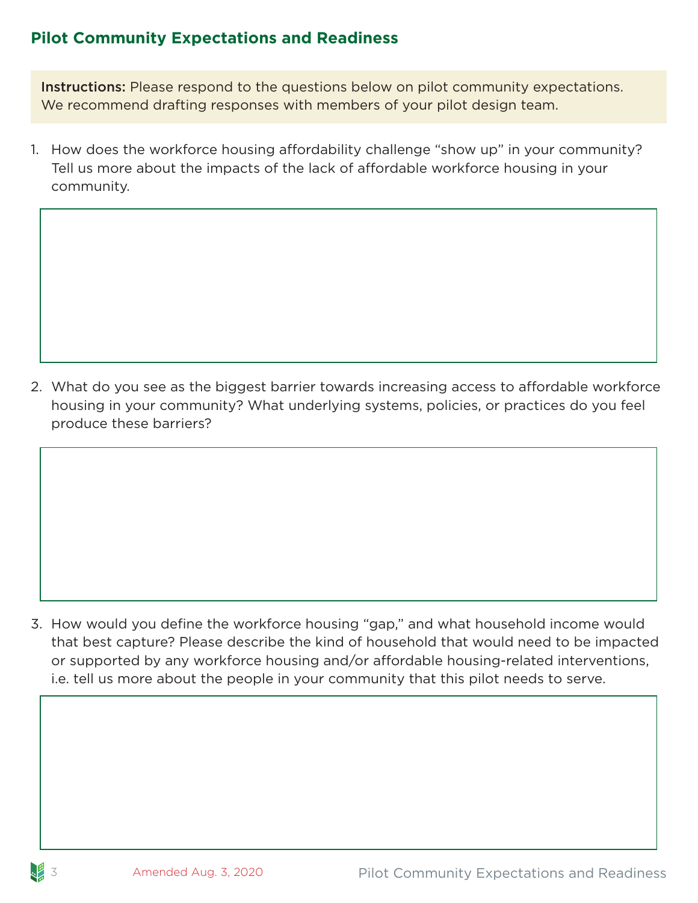## Pilot Community Expectations and Readiness

**Instructions:** Please respond to the questions below on pilot community expectations. We recommend drafting responses with members of your pilot design team.

1. How does the workforce housing affordability challenge "show up" in your community? Tell us more about the impacts of the lack of affordable workforce housing in your community.

2. What do you see as the biggest barrier towards increasing access to affordable workforce housing in your community? What underlying systems, policies, or practices do you feel produce these barriers?

3. How would you define the workforce housing "gap," and what household income would that best capture? Please describe the kind of household that would need to be impacted or supported by any workforce housing and/or affordable housing-related interventions, i.e. tell us more about the people in your community that this pilot needs to serve.

Amended Aug. 3, 2020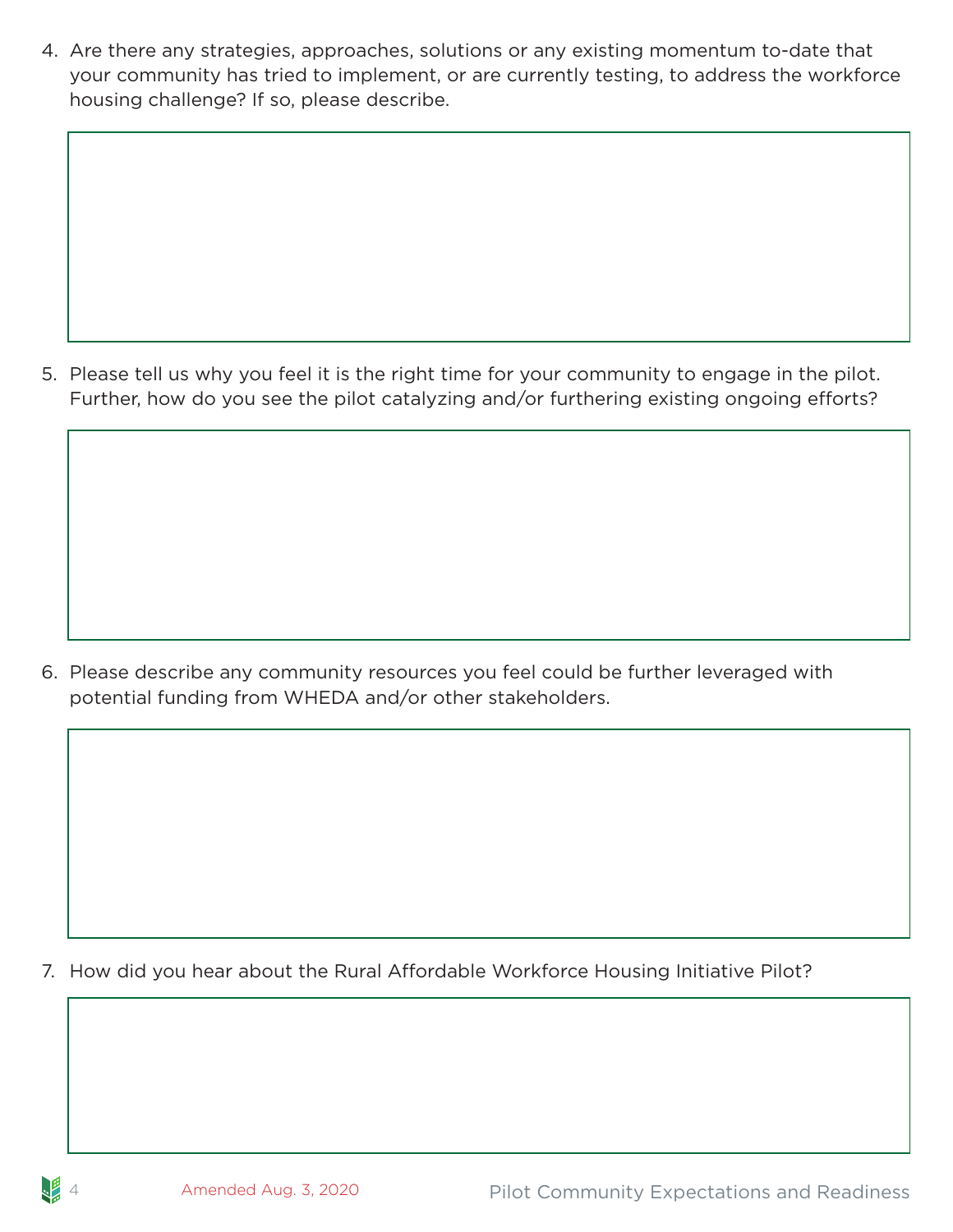4. Are there any strategies, approaches, solutions or any existing momentum to-date that your community has tried to implement, or are currently testing, to address the workforce housing challenge? If so, please describe.

5. Please tell us why you feel it is the right time for your community to engage in the pilot. Further, how do you see the pilot catalyzing and/or furthering existing ongoing efforts?

6. Please describe any community resources you feel could be further leveraged with potential funding from WHEDA and/or other stakeholders.

7. How did you hear about the Rural Affordable Workforce Housing Initiative Pilot?

Amended Aug. 3, 2020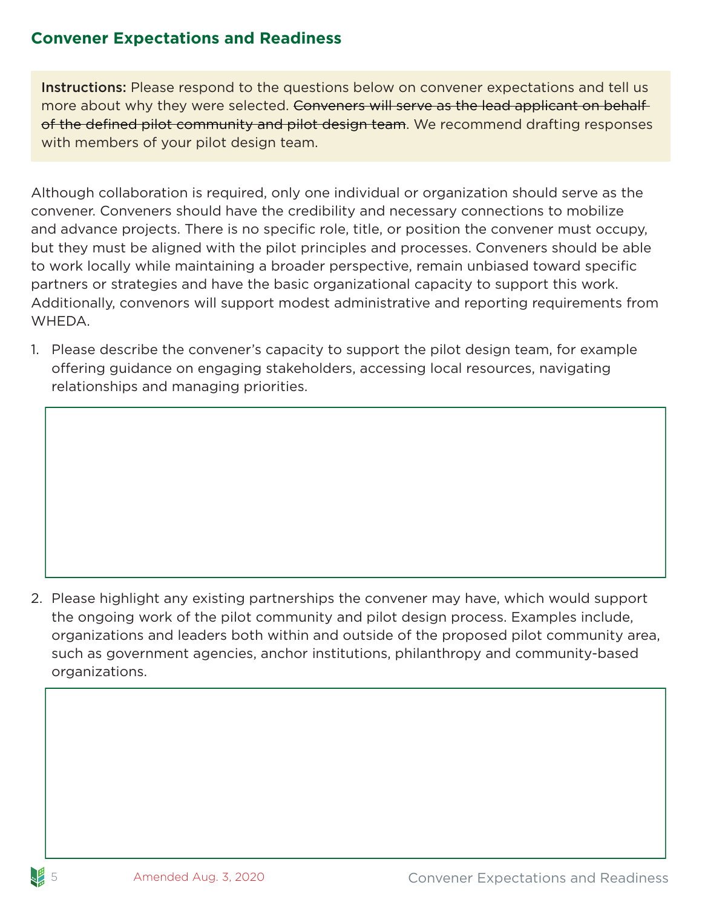## Convener Expectations and Readiness

**Instructions:** Please respond to the questions below on convener expectations and tell us more about why they were selected. ~~Conveners will serve as the lead applicant on behalf of the defined pilot community and pilot design team~~. We recommend drafting responses with members of your pilot design team.

Although collaboration is required, only one individual or organization should serve as the convener. Conveners should have the credibility and necessary connections to mobilize and advance projects. There is no specific role, title, or position the convener must occupy, but they must be aligned with the pilot principles and processes. Conveners should be able to work locally while maintaining a broader perspective, remain unbiased toward specific partners or strategies and have the basic organizational capacity to support this work. Additionally, convenors will support modest administrative and reporting requirements from WHEDA.

1. Please describe the convener's capacity to support the pilot design team, for example offering guidance on engaging stakeholders, accessing local resources, navigating relationships and managing priorities.

2. Please highlight any existing partnerships the convener may have, which would support the ongoing work of the pilot community and pilot design process. Examples include, organizations and leaders both within and outside of the proposed pilot community area, such as government agencies, anchor institutions, philanthropy and community-based organizations.

Amended Aug. 3, 2020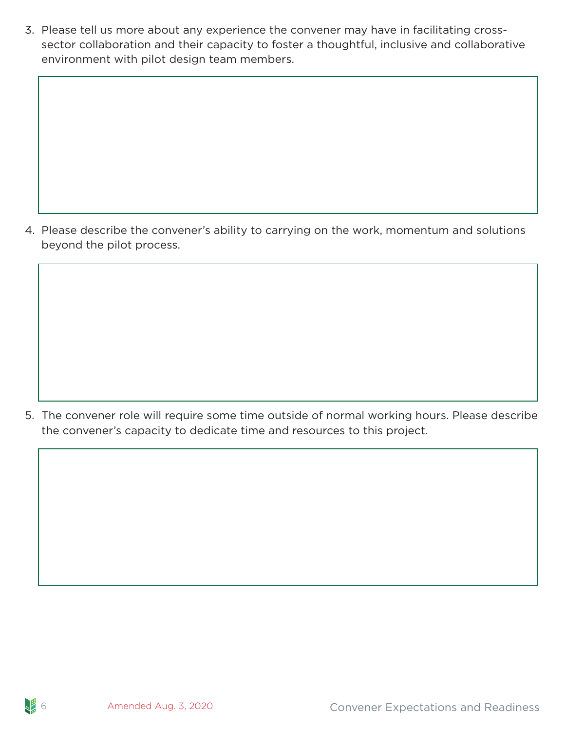3. Please tell us more about any experience the convener may have in facilitating cross-sector collaboration and their capacity to foster a thoughtful, inclusive and collaborative environment with pilot design team members.

4. Please describe the convener's ability to carrying on the work, momentum and solutions beyond the pilot process.

5. The convener role will require some time outside of normal working hours. Please describe the convener's capacity to dedicate time and resources to this project.

Amended Aug. 3, 2020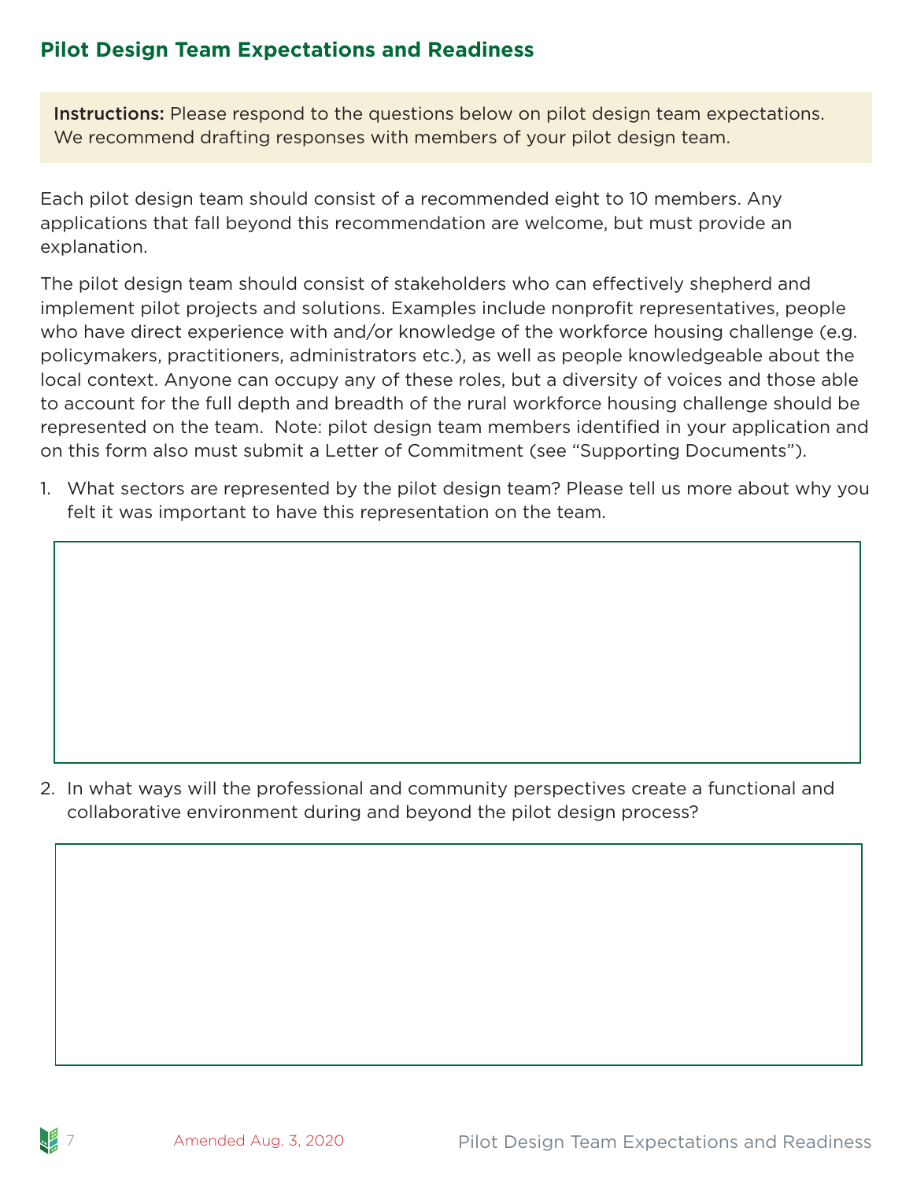## Pilot Design Team Expectations and Readiness

**Instructions:** Please respond to the questions below on pilot design team expectations. We recommend drafting responses with members of your pilot design team.

Each pilot design team should consist of a recommended eight to 10 members. Any applications that fall beyond this recommendation are welcome, but must provide an explanation.

The pilot design team should consist of stakeholders who can effectively shepherd and implement pilot projects and solutions. Examples include nonprofit representatives, people who have direct experience with and/or knowledge of the workforce housing challenge (e.g. policymakers, practitioners, administrators etc.), as well as people knowledgeable about the local context. Anyone can occupy any of these roles, but a diversity of voices and those able to account for the full depth and breadth of the rural workforce housing challenge should be represented on the team. Note: pilot design team members identified in your application and on this form also must submit a Letter of Commitment (see "Supporting Documents").

1. What sectors are represented by the pilot design team? Please tell us more about why you felt it was important to have this representation on the team.

2. In what ways will the professional and community perspectives create a functional and collaborative environment during and beyond the pilot design process?

Amended Aug. 3, 2020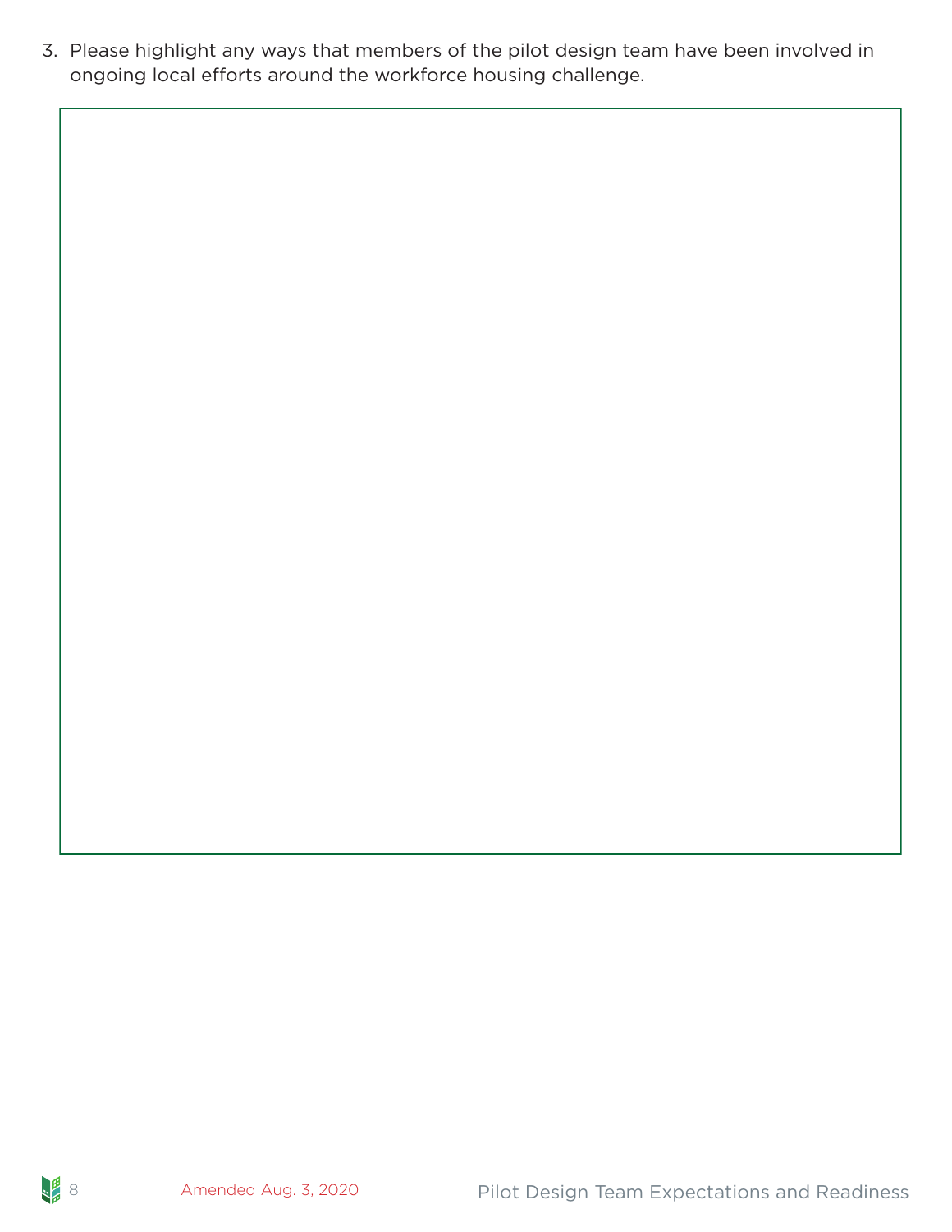3. Please highlight any ways that members of the pilot design team have been involved in ongoing local efforts around the workforce housing challenge.

Amended Aug. 3, 2020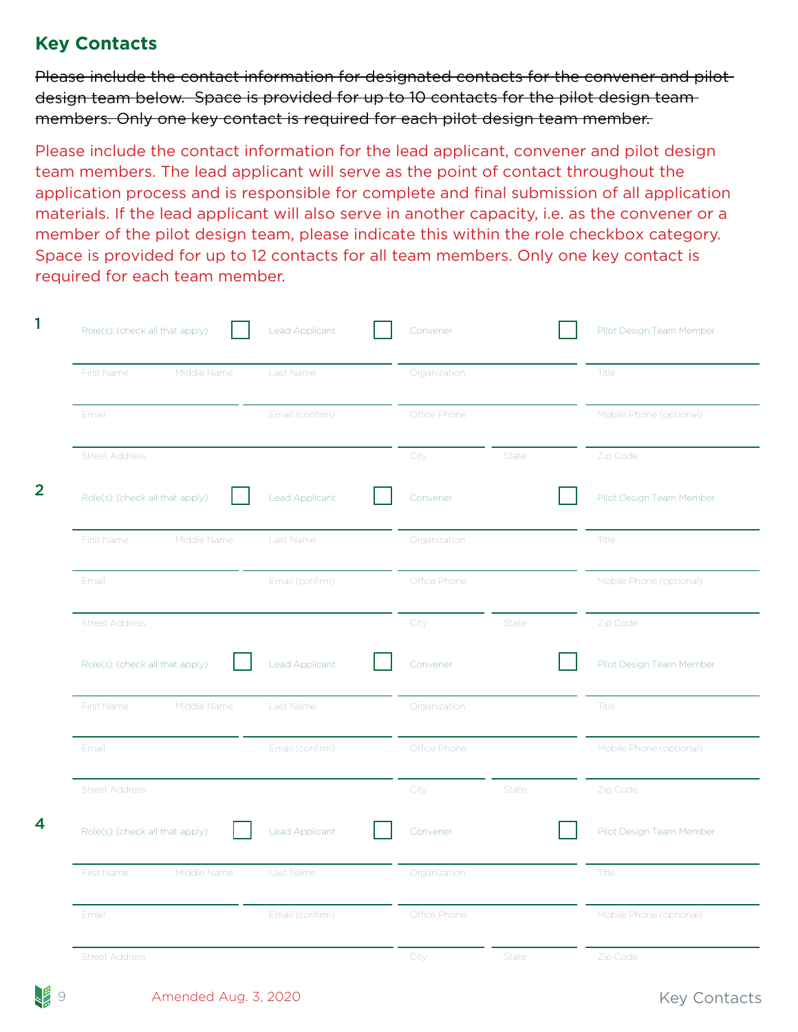## Key Contacts

~~Please include the contact information for designated contacts for the convener and pilot design team below. Space is provided for up to 10 contacts for the pilot design team members. Only one key contact is required for each pilot design team member.~~

Please include the contact information for the lead applicant, convener and pilot design team members. The lead applicant will serve as the point of contact throughout the application process and is responsible for complete and final submission of all application materials. If the lead applicant will also serve in another capacity, i.e. as the convener or a member of the pilot design team, please indicate this within the role checkbox category. Space is provided for up to 12 contacts for all team members. Only one key contact is required for each team member.

**1**

Role(s): (check all that apply) ☐ Lead Applicant ☐ Convener ☐ Pilot Design Team Member

First Name ___ Middle Name ___ Last Name ___ Organization ___ Title ___

Email ___ Email (confirm) ___ Office Phone ___ Mobile Phone (optional) ___

Street Address ___ City ___ State ___ Zip Code ___

**2**

Role(s): (check all that apply) ☐ Lead Applicant ☐ Convener ☐ Pilot Design Team Member

First Name ___ Middle Name ___ Last Name ___ Organization ___ Title ___

Email ___ Email (confirm) ___ Office Phone ___ Mobile Phone (optional) ___

Street Address ___ City ___ State ___ Zip Code ___

Role(s): (check all that apply) ☐ Lead Applicant ☐ Convener ☐ Pilot Design Team Member

First Name ___ Middle Name ___ Last Name ___ Organization ___ Title ___

Email ___ Email (confirm) ___ Office Phone ___ Mobile Phone (optional) ___

Street Address ___ City ___ State ___ Zip Code ___

**4**

Role(s): (check all that apply) ☐ Lead Applicant ☐ Convener ☐ Pilot Design Team Member

First Name ___ Middle Name ___ Last Name ___ Organization ___ Title ___

Email ___ Email (confirm) ___ Office Phone ___ Mobile Phone (optional) ___

Street Address ___ City ___ State ___ Zip Code ___

Amended Aug. 3, 2020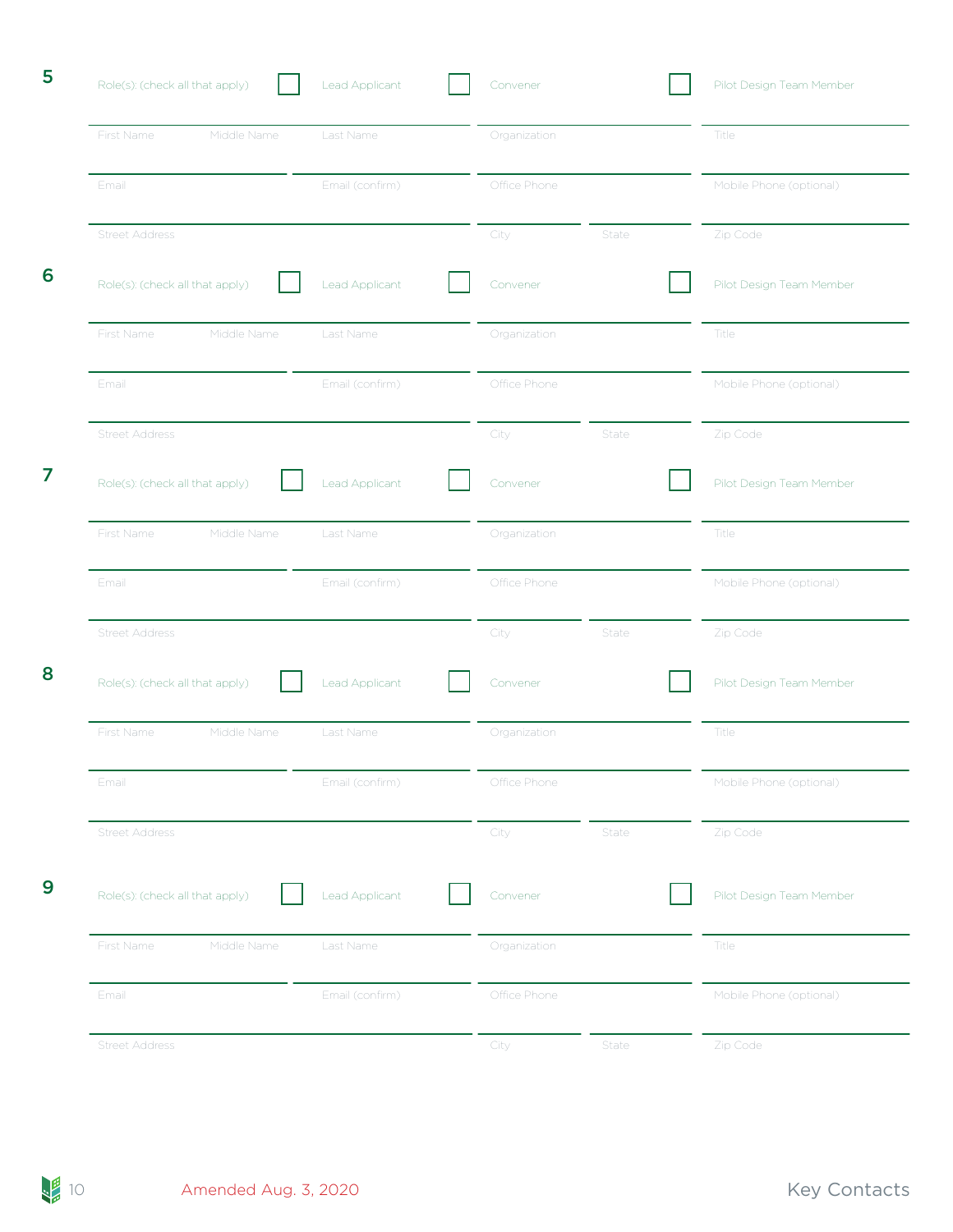**5**

Role(s): (check all that apply) ☐ Lead Applicant ☐ Convener ☐ Pilot Design Team Member

| First Name | Middle Name | Last Name | Organization | Title |
|---|---|---|---|---|
| Email | | Email (confirm) | Office Phone | Mobile Phone (optional) |
| Street Address | | | City / State | Zip Code |

**6**

Role(s): (check all that apply) ☐ Lead Applicant ☐ Convener ☐ Pilot Design Team Member

| First Name | Middle Name | Last Name | Organization | Title |
|---|---|---|---|---|
| Email | | Email (confirm) | Office Phone | Mobile Phone (optional) |
| Street Address | | | City / State | Zip Code |

**7**

Role(s): (check all that apply) ☐ Lead Applicant ☐ Convener ☐ Pilot Design Team Member

| First Name | Middle Name | Last Name | Organization | Title |
|---|---|---|---|---|
| Email | | Email (confirm) | Office Phone | Mobile Phone (optional) |
| Street Address | | | City / State | Zip Code |

**8**

Role(s): (check all that apply) ☐ Lead Applicant ☐ Convener ☐ Pilot Design Team Member

| First Name | Middle Name | Last Name | Organization | Title |
|---|---|---|---|---|
| Email | | Email (confirm) | Office Phone | Mobile Phone (optional) |
| Street Address | | | City / State | Zip Code |

**9**

Role(s): (check all that apply) ☐ Lead Applicant ☐ Convener ☐ Pilot Design Team Member

| First Name | Middle Name | Last Name | Organization | Title |
|---|---|---|---|---|
| Email | | Email (confirm) | Office Phone | Mobile Phone (optional) |
| Street Address | | | City / State | Zip Code |

Amended Aug. 3, 2020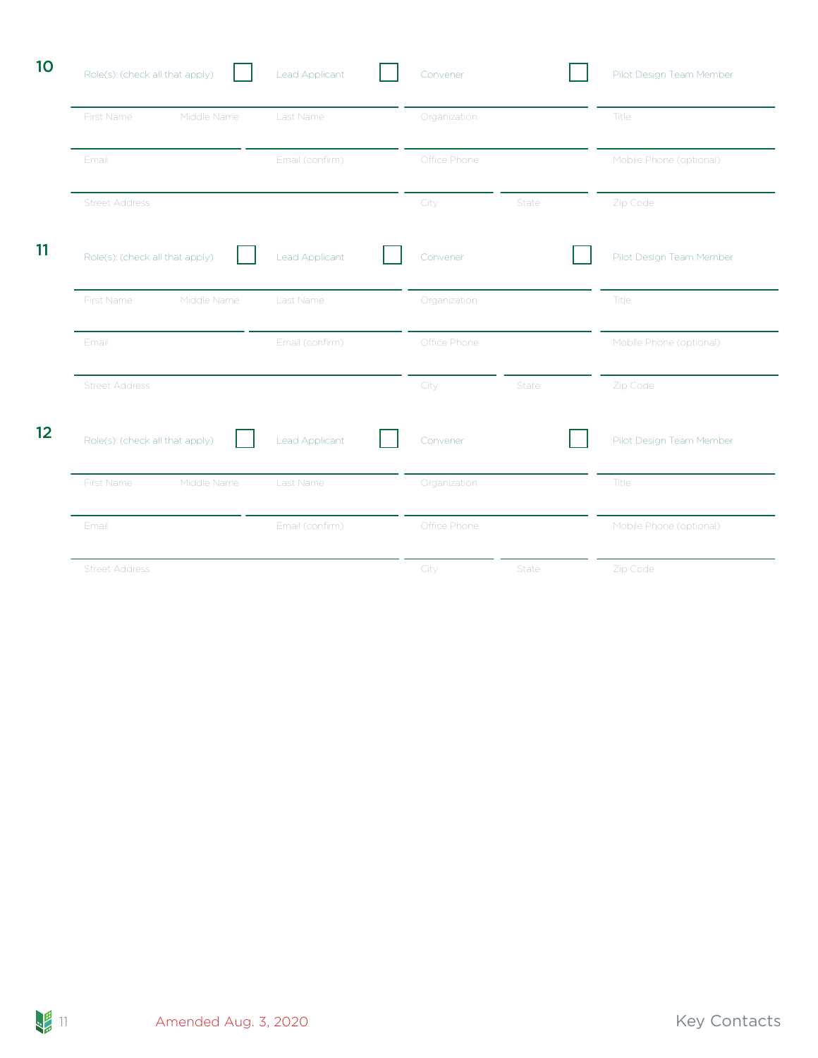**10**

Role(s): (check all that apply) ☐ Lead Applicant ☐ Convener ☐ Pilot Design Team Member

| First Name | Middle Name | Last Name | Organization | Title |
|---|---|---|---|---|
| | | | | |

| Email | Email (confirm) | Office Phone | Mobile Phone (optional) |
|---|---|---|---|
| | | | |

| Street Address | City | State | Zip Code |
|---|---|---|---|
| | | | |

**11**

Role(s): (check all that apply) ☐ Lead Applicant ☐ Convener ☐ Pilot Design Team Member

| First Name | Middle Name | Last Name | Organization | Title |
|---|---|---|---|---|
| | | | | |

| Email | Email (confirm) | Office Phone | Mobile Phone (optional) |
|---|---|---|---|
| | | | |

| Street Address | City | State | Zip Code |
|---|---|---|---|
| | | | |

**12**

Role(s): (check all that apply) ☐ Lead Applicant ☐ Convener ☐ Pilot Design Team Member

| First Name | Middle Name | Last Name | Organization | Title |
|---|---|---|---|---|
| | | | | |

| Email | Email (confirm) | Office Phone | Mobile Phone (optional) |
|---|---|---|---|
| | | | |

| Street Address | City | State | Zip Code |
|---|---|---|---|
| | | | |

Amended Aug. 3, 2020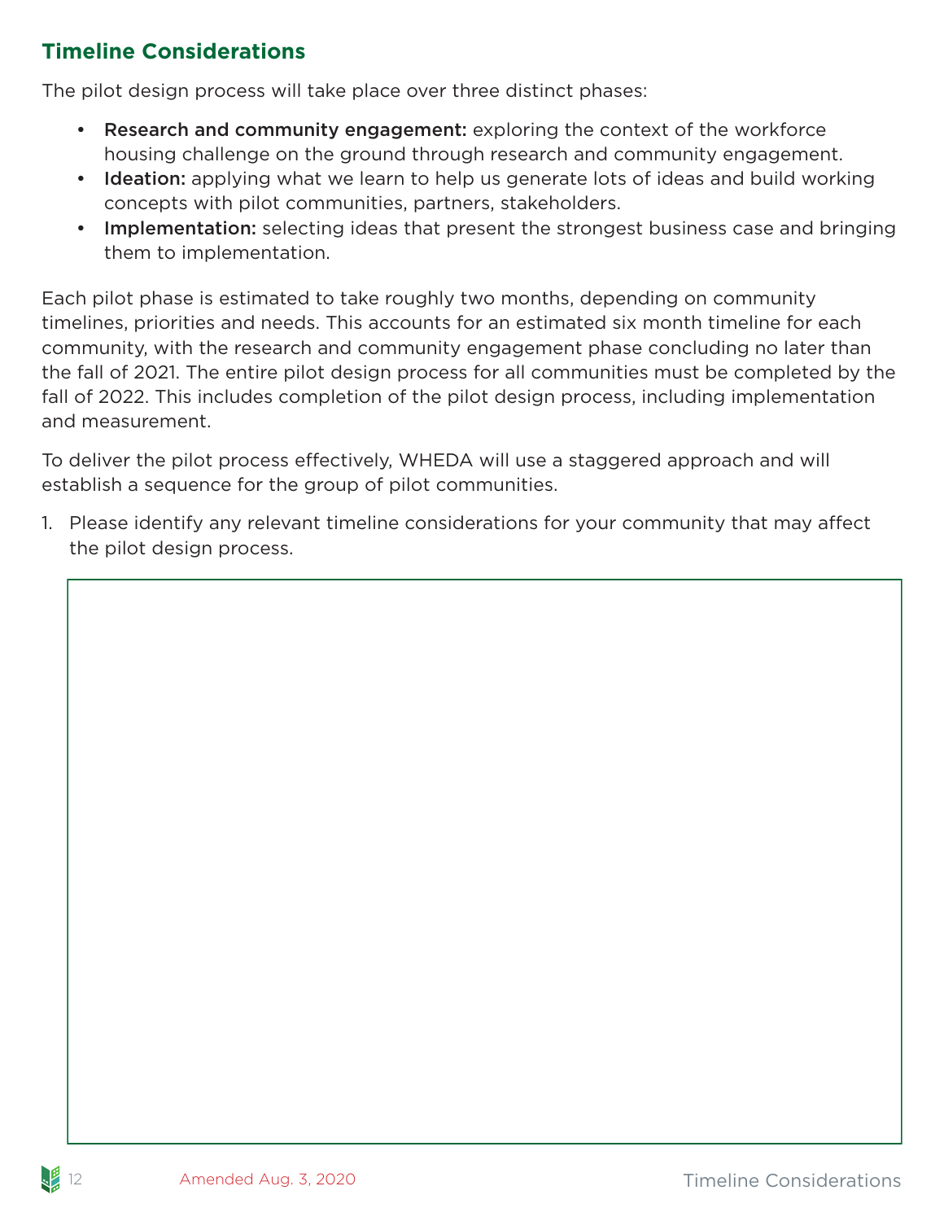## Timeline Considerations

The pilot design process will take place over three distinct phases:

- **Research and community engagement:** exploring the context of the workforce housing challenge on the ground through research and community engagement.
- **Ideation:** applying what we learn to help us generate lots of ideas and build working concepts with pilot communities, partners, stakeholders.
- **Implementation:** selecting ideas that present the strongest business case and bringing them to implementation.

Each pilot phase is estimated to take roughly two months, depending on community timelines, priorities and needs. This accounts for an estimated six month timeline for each community, with the research and community engagement phase concluding no later than the fall of 2021. The entire pilot design process for all communities must be completed by the fall of 2022. This includes completion of the pilot design process, including implementation and measurement.

To deliver the pilot process effectively, WHEDA will use a staggered approach and will establish a sequence for the group of pilot communities.

1. Please identify any relevant timeline considerations for your community that may affect the pilot design process.

Amended Aug. 3, 2020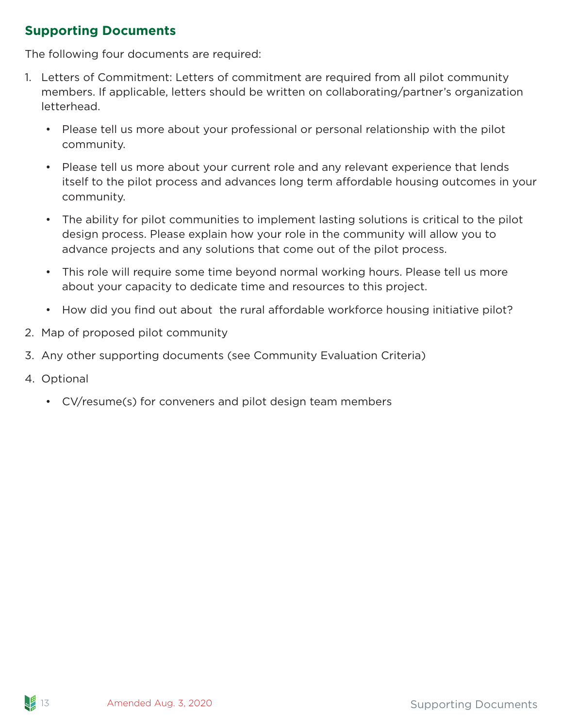## Supporting Documents

The following four documents are required:

1. Letters of Commitment: Letters of commitment are required from all pilot community members. If applicable, letters should be written on collaborating/partner's organization letterhead.
   - Please tell us more about your professional or personal relationship with the pilot community.
   - Please tell us more about your current role and any relevant experience that lends itself to the pilot process and advances long term affordable housing outcomes in your community.
   - The ability for pilot communities to implement lasting solutions is critical to the pilot design process. Please explain how your role in the community will allow you to advance projects and any solutions that come out of the pilot process.
   - This role will require some time beyond normal working hours. Please tell us more about your capacity to dedicate time and resources to this project.
   - How did you find out about the rural affordable workforce housing initiative pilot?
2. Map of proposed pilot community
3. Any other supporting documents (see Community Evaluation Criteria)
4. Optional
   - CV/resume(s) for conveners and pilot design team members

Amended Aug. 3, 2020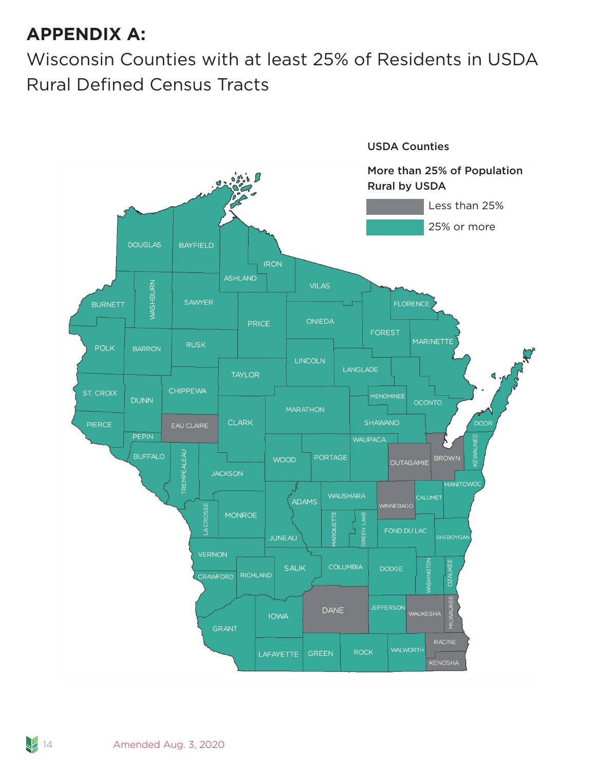# APPENDIX A:

## Wisconsin Counties with at least 25% of Residents in USDA Rural Defined Census Tracts

USDA Counties

More than 25% of Population Rural by USDA

Less than 25%

25% or more

DOUGLAS
BAYFIELD
IRON
ASHLAND
VILAS
BURNETT
WASHBURN
SAWYER
FLORENCE
PRICE
ONIEDA
FOREST
MARINETTE
POLK
BARRON
RUSK
LINCOLN
LANGLADE
TAYLOR
MENOMINEE
OCONTO
ST. CROIX
DUNN
CHIPPEWA
MARATHON
PIERCE
EAU CLAIRE
CLARK
SHAWANO
DOOR
PEPIN
WAUPACA
KEWAUNEE
BUFFALO
WOOD
PORTAGE
OUTAGAMIE
BROWN
TREMPEALEAU
JACKSON
MANITOWOC
ADAMS
WAUSHARA
WINNEBAGO
CALUMET
MONROE
LACROSSE
MARQUETTE
GREEN LAKE
FOND DU LAC
SHEBOYGAN
JUNEAU
VERNON
SAUK
COLUMBIA
DODGE
WASHINGTON
OZAUKEE
CRAWFORD
RICHLAND
IOWA
DANE
JEFFERSON
WAUKESHA
MILWAUKEE
GRANT
RACINE
LAFAYETTE
GREEN
ROCK
WALWORTH
KENOSHA

Amended Aug. 3, 2020